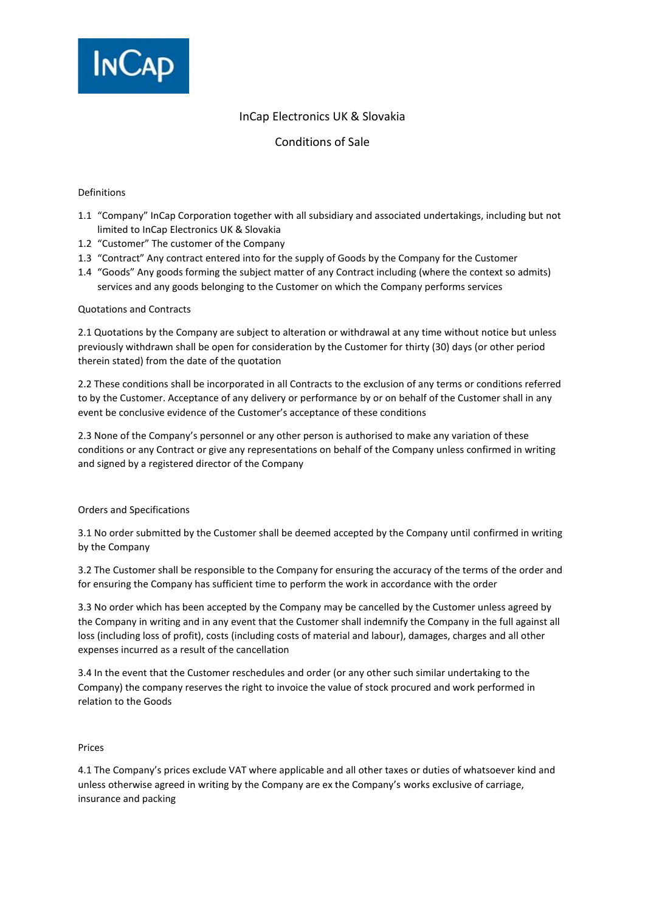# InCap Electronics UK & Slovakia

## Conditions of Sale

### Definitions

1.1 "Company" InCap Corporation together with all subsidiary and associated undertakings, including but not limited to InCap Electronics UK & Slovakia

1.2 "Customer" The customer of the Company

1.3 "Contract" Any contract entered into for the supply of Goods by the Company for the Customer

1.4 "Goods" Any goods forming the subject matter of any Contract including (where the context so admits) services and any goods belonging to the Customer on which the Company performs services

### Quotations and Contracts

2.1 Quotations by the Company are subject to alteration or withdrawal at any time without notice but unless previously withdrawn shall be open for consideration by the Customer for thirty (30) days (or other period therein stated) from the date of the quotation

2.2 These conditions shall be incorporated in all Contracts to the exclusion of any terms or conditions referred to by the Customer. Acceptance of any delivery or performance by or on behalf of the Customer shall in any event be conclusive evidence of the Customer's acceptance of these conditions

2.3 None of the Company's personnel or any other person is authorised to make any variation of these conditions or any Contract or give any representations on behalf of the Company unless confirmed in writing and signed by a registered director of the Company

### Orders and Specifications

3.1 No order submitted by the Customer shall be deemed accepted by the Company until confirmed in writing by the Company

3.2 The Customer shall be responsible to the Company for ensuring the accuracy of the terms of the order and for ensuring the Company has sufficient time to perform the work in accordance with the order

3.3 No order which has been accepted by the Company may be cancelled by the Customer unless agreed by the Company in writing and in any event that the Customer shall indemnify the Company in the full against all loss (including loss of profit), costs (including costs of material and labour), damages, charges and all other expenses incurred as a result of the cancellation

3.4 In the event that the Customer reschedules and order (or any other such similar undertaking to the Company) the company reserves the right to invoice the value of stock procured and work performed in relation to the Goods

### Prices

4.1 The Company's prices exclude VAT where applicable and all other taxes or duties of whatsoever kind and unless otherwise agreed in writing by the Company are ex the Company's works exclusive of carriage, insurance and packing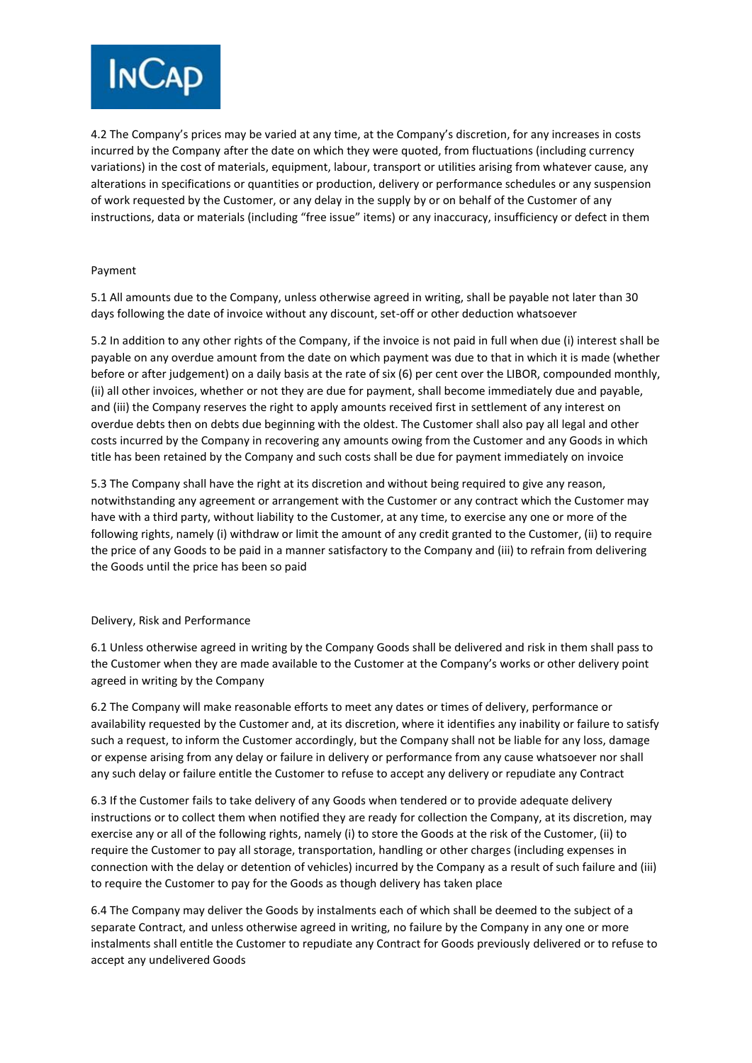4.2 The Company's prices may be varied at any time, at the Company's discretion, for any increases in costs incurred by the Company after the date on which they were quoted, from fluctuations (including currency variations) in the cost of materials, equipment, labour, transport or utilities arising from whatever cause, any alterations in specifications or quantities or production, delivery or performance schedules or any suspension of work requested by the Customer, or any delay in the supply by or on behalf of the Customer of any instructions, data or materials (including "free issue" items) or any inaccuracy, insufficiency or defect in them

## Payment

5.1 All amounts due to the Company, unless otherwise agreed in writing, shall be payable not later than 30 days following the date of invoice without any discount, set-off or other deduction whatsoever

5.2 In addition to any other rights of the Company, if the invoice is not paid in full when due (i) interest shall be payable on any overdue amount from the date on which payment was due to that in which it is made (whether before or after judgement) on a daily basis at the rate of six (6) per cent over the LIBOR, compounded monthly, (ii) all other invoices, whether or not they are due for payment, shall become immediately due and payable, and (iii) the Company reserves the right to apply amounts received first in settlement of any interest on overdue debts then on debts due beginning with the oldest. The Customer shall also pay all legal and other costs incurred by the Company in recovering any amounts owing from the Customer and any Goods in which title has been retained by the Company and such costs shall be due for payment immediately on invoice

5.3 The Company shall have the right at its discretion and without being required to give any reason, notwithstanding any agreement or arrangement with the Customer or any contract which the Customer may have with a third party, without liability to the Customer, at any time, to exercise any one or more of the following rights, namely (i) withdraw or limit the amount of any credit granted to the Customer, (ii) to require the price of any Goods to be paid in a manner satisfactory to the Company and (iii) to refrain from delivering the Goods until the price has been so paid

## Delivery, Risk and Performance

6.1 Unless otherwise agreed in writing by the Company Goods shall be delivered and risk in them shall pass to the Customer when they are made available to the Customer at the Company's works or other delivery point agreed in writing by the Company

6.2 The Company will make reasonable efforts to meet any dates or times of delivery, performance or availability requested by the Customer and, at its discretion, where it identifies any inability or failure to satisfy such a request, to inform the Customer accordingly, but the Company shall not be liable for any loss, damage or expense arising from any delay or failure in delivery or performance from any cause whatsoever nor shall any such delay or failure entitle the Customer to refuse to accept any delivery or repudiate any Contract

6.3 If the Customer fails to take delivery of any Goods when tendered or to provide adequate delivery instructions or to collect them when notified they are ready for collection the Company, at its discretion, may exercise any or all of the following rights, namely (i) to store the Goods at the risk of the Customer, (ii) to require the Customer to pay all storage, transportation, handling or other charges (including expenses in connection with the delay or detention of vehicles) incurred by the Company as a result of such failure and (iii) to require the Customer to pay for the Goods as though delivery has taken place

6.4 The Company may deliver the Goods by instalments each of which shall be deemed to the subject of a separate Contract, and unless otherwise agreed in writing, no failure by the Company in any one or more instalments shall entitle the Customer to repudiate any Contract for Goods previously delivered or to refuse to accept any undelivered Goods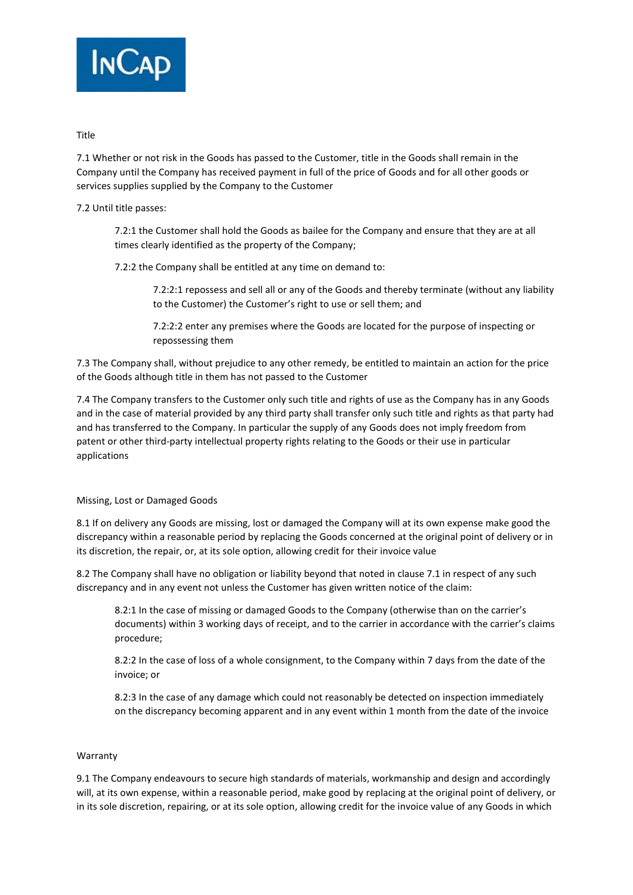## Title

7.1 Whether or not risk in the Goods has passed to the Customer, title in the Goods shall remain in the Company until the Company has received payment in full of the price of Goods and for all other goods or services supplies supplied by the Company to the Customer

7.2 Until title passes:

> 7.2:1 the Customer shall hold the Goods as bailee for the Company and ensure that they are at all times clearly identified as the property of the Company;
>
> 7.2:2 the Company shall be entitled at any time on demand to:
>
> > 7.2:2:1 repossess and sell all or any of the Goods and thereby terminate (without any liability to the Customer) the Customer's right to use or sell them; and
> >
> > 7.2:2:2 enter any premises where the Goods are located for the purpose of inspecting or repossessing them

7.3 The Company shall, without prejudice to any other remedy, be entitled to maintain an action for the price of the Goods although title in them has not passed to the Customer

7.4 The Company transfers to the Customer only such title and rights of use as the Company has in any Goods and in the case of material provided by any third party shall transfer only such title and rights as that party had and has transferred to the Company. In particular the supply of any Goods does not imply freedom from patent or other third-party intellectual property rights relating to the Goods or their use in particular applications

## Missing, Lost or Damaged Goods

8.1 If on delivery any Goods are missing, lost or damaged the Company will at its own expense make good the discrepancy within a reasonable period by replacing the Goods concerned at the original point of delivery or in its discretion, the repair, or, at its sole option, allowing credit for their invoice value

8.2 The Company shall have no obligation or liability beyond that noted in clause 7.1 in respect of any such discrepancy and in any event not unless the Customer has given written notice of the claim:

> 8.2:1 In the case of missing or damaged Goods to the Company (otherwise than on the carrier's documents) within 3 working days of receipt, and to the carrier in accordance with the carrier's claims procedure;
>
> 8.2:2 In the case of loss of a whole consignment, to the Company within 7 days from the date of the invoice; or
>
> 8.2:3 In the case of any damage which could not reasonably be detected on inspection immediately on the discrepancy becoming apparent and in any event within 1 month from the date of the invoice

## Warranty

9.1 The Company endeavours to secure high standards of materials, workmanship and design and accordingly will, at its own expense, within a reasonable period, make good by replacing at the original point of delivery, or in its sole discretion, repairing, or at its sole option, allowing credit for the invoice value of any Goods in which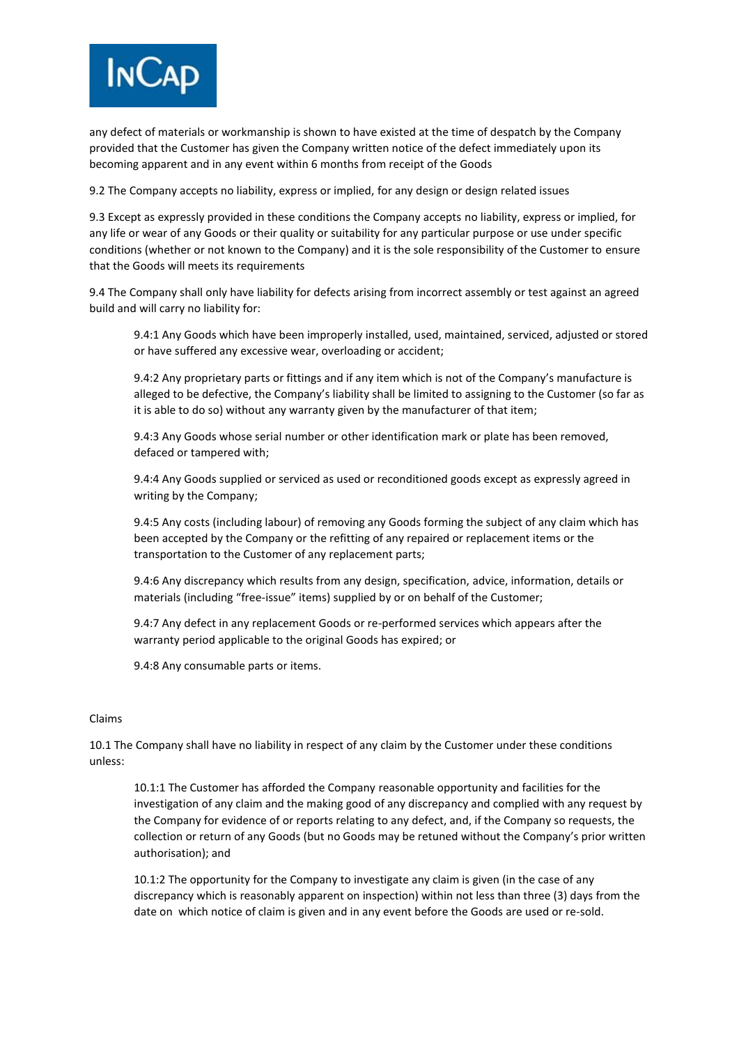any defect of materials or workmanship is shown to have existed at the time of despatch by the Company provided that the Customer has given the Company written notice of the defect immediately upon its becoming apparent and in any event within 6 months from receipt of the Goods

9.2 The Company accepts no liability, express or implied, for any design or design related issues

9.3 Except as expressly provided in these conditions the Company accepts no liability, express or implied, for any life or wear of any Goods or their quality or suitability for any particular purpose or use under specific conditions (whether or not known to the Company) and it is the sole responsibility of the Customer to ensure that the Goods will meets its requirements

9.4 The Company shall only have liability for defects arising from incorrect assembly or test against an agreed build and will carry no liability for:

> 9.4:1 Any Goods which have been improperly installed, used, maintained, serviced, adjusted or stored or have suffered any excessive wear, overloading or accident;
>
> 9.4:2 Any proprietary parts or fittings and if any item which is not of the Company's manufacture is alleged to be defective, the Company's liability shall be limited to assigning to the Customer (so far as it is able to do so) without any warranty given by the manufacturer of that item;
>
> 9.4:3 Any Goods whose serial number or other identification mark or plate has been removed, defaced or tampered with;
>
> 9.4:4 Any Goods supplied or serviced as used or reconditioned goods except as expressly agreed in writing by the Company;
>
> 9.4:5 Any costs (including labour) of removing any Goods forming the subject of any claim which has been accepted by the Company or the refitting of any repaired or replacement items or the transportation to the Customer of any replacement parts;
>
> 9.4:6 Any discrepancy which results from any design, specification, advice, information, details or materials (including "free-issue" items) supplied by or on behalf of the Customer;
>
> 9.4:7 Any defect in any replacement Goods or re-performed services which appears after the warranty period applicable to the original Goods has expired; or
>
> 9.4:8 Any consumable parts or items.

Claims

10.1 The Company shall have no liability in respect of any claim by the Customer under these conditions unless:

> 10.1:1 The Customer has afforded the Company reasonable opportunity and facilities for the investigation of any claim and the making good of any discrepancy and complied with any request by the Company for evidence of or reports relating to any defect, and, if the Company so requests, the collection or return of any Goods (but no Goods may be retuned without the Company's prior written authorisation); and
>
> 10.1:2 The opportunity for the Company to investigate any claim is given (in the case of any discrepancy which is reasonably apparent on inspection) within not less than three (3) days from the date on which notice of claim is given and in any event before the Goods are used or re-sold.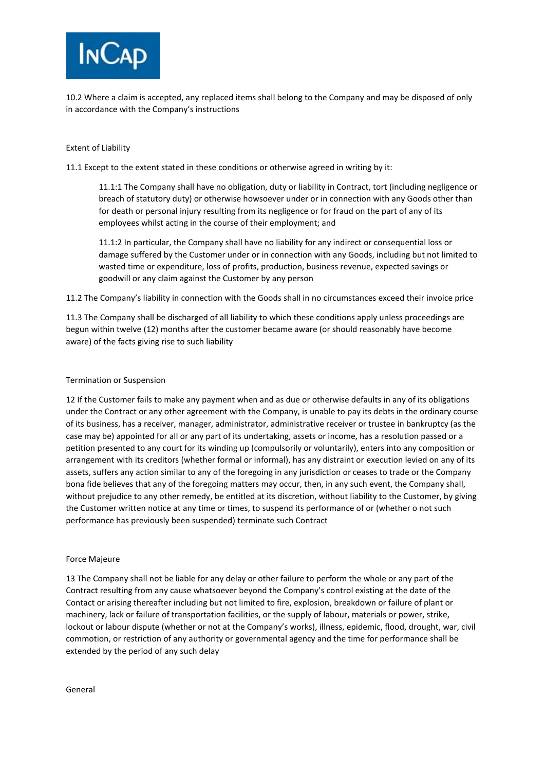10.2 Where a claim is accepted, any replaced items shall belong to the Company and may be disposed of only in accordance with the Company's instructions

## Extent of Liability

11.1 Except to the extent stated in these conditions or otherwise agreed in writing by it:

> 11.1:1 The Company shall have no obligation, duty or liability in Contract, tort (including negligence or breach of statutory duty) or otherwise howsoever under or in connection with any Goods other than for death or personal injury resulting from its negligence or for fraud on the part of any of its employees whilst acting in the course of their employment; and
>
> 11.1:2 In particular, the Company shall have no liability for any indirect or consequential loss or damage suffered by the Customer under or in connection with any Goods, including but not limited to wasted time or expenditure, loss of profits, production, business revenue, expected savings or goodwill or any claim against the Customer by any person

11.2 The Company's liability in connection with the Goods shall in no circumstances exceed their invoice price

11.3 The Company shall be discharged of all liability to which these conditions apply unless proceedings are begun within twelve (12) months after the customer became aware (or should reasonably have become aware) of the facts giving rise to such liability

## Termination or Suspension

12 If the Customer fails to make any payment when and as due or otherwise defaults in any of its obligations under the Contract or any other agreement with the Company, is unable to pay its debts in the ordinary course of its business, has a receiver, manager, administrator, administrative receiver or trustee in bankruptcy (as the case may be) appointed for all or any part of its undertaking, assets or income, has a resolution passed or a petition presented to any court for its winding up (compulsorily or voluntarily), enters into any composition or arrangement with its creditors (whether formal or informal), has any distraint or execution levied on any of its assets, suffers any action similar to any of the foregoing in any jurisdiction or ceases to trade or the Company bona fide believes that any of the foregoing matters may occur, then, in any such event, the Company shall, without prejudice to any other remedy, be entitled at its discretion, without liability to the Customer, by giving the Customer written notice at any time or times, to suspend its performance of or (whether o not such performance has previously been suspended) terminate such Contract

## Force Majeure

13 The Company shall not be liable for any delay or other failure to perform the whole or any part of the Contract resulting from any cause whatsoever beyond the Company's control existing at the date of the Contact or arising thereafter including but not limited to fire, explosion, breakdown or failure of plant or machinery, lack or failure of transportation facilities, or the supply of labour, materials or power, strike, lockout or labour dispute (whether or not at the Company's works), illness, epidemic, flood, drought, war, civil commotion, or restriction of any authority or governmental agency and the time for performance shall be extended by the period of any such delay

## General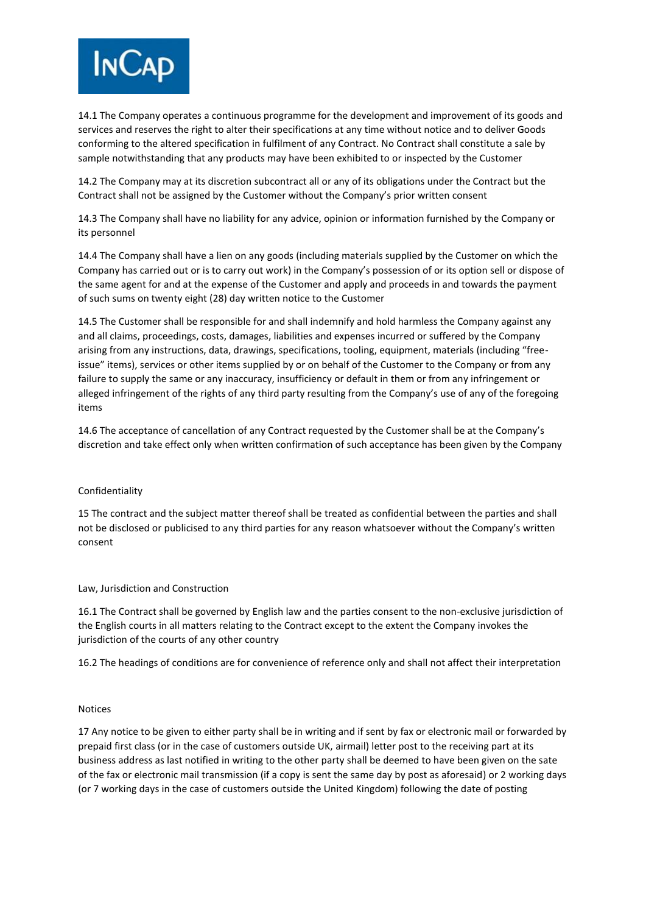14.1 The Company operates a continuous programme for the development and improvement of its goods and services and reserves the right to alter their specifications at any time without notice and to deliver Goods conforming to the altered specification in fulfilment of any Contract. No Contract shall constitute a sale by sample notwithstanding that any products may have been exhibited to or inspected by the Customer

14.2 The Company may at its discretion subcontract all or any of its obligations under the Contract but the Contract shall not be assigned by the Customer without the Company's prior written consent

14.3 The Company shall have no liability for any advice, opinion or information furnished by the Company or its personnel

14.4 The Company shall have a lien on any goods (including materials supplied by the Customer on which the Company has carried out or is to carry out work) in the Company's possession of or its option sell or dispose of the same agent for and at the expense of the Customer and apply and proceeds in and towards the payment of such sums on twenty eight (28) day written notice to the Customer

14.5 The Customer shall be responsible for and shall indemnify and hold harmless the Company against any and all claims, proceedings, costs, damages, liabilities and expenses incurred or suffered by the Company arising from any instructions, data, drawings, specifications, tooling, equipment, materials (including "free-issue" items), services or other items supplied by or on behalf of the Customer to the Company or from any failure to supply the same or any inaccuracy, insufficiency or default in them or from any infringement or alleged infringement of the rights of any third party resulting from the Company's use of any of the foregoing items

14.6 The acceptance of cancellation of any Contract requested by the Customer shall be at the Company's discretion and take effect only when written confirmation of such acceptance has been given by the Company

## Confidentiality

15 The contract and the subject matter thereof shall be treated as confidential between the parties and shall not be disclosed or publicised to any third parties for any reason whatsoever without the Company's written consent

## Law, Jurisdiction and Construction

16.1 The Contract shall be governed by English law and the parties consent to the non-exclusive jurisdiction of the English courts in all matters relating to the Contract except to the extent the Company invokes the jurisdiction of the courts of any other country

16.2 The headings of conditions are for convenience of reference only and shall not affect their interpretation

## Notices

17 Any notice to be given to either party shall be in writing and if sent by fax or electronic mail or forwarded by prepaid first class (or in the case of customers outside UK, airmail) letter post to the receiving part at its business address as last notified in writing to the other party shall be deemed to have been given on the sate of the fax or electronic mail transmission (if a copy is sent the same day by post as aforesaid) or 2 working days (or 7 working days in the case of customers outside the United Kingdom) following the date of posting